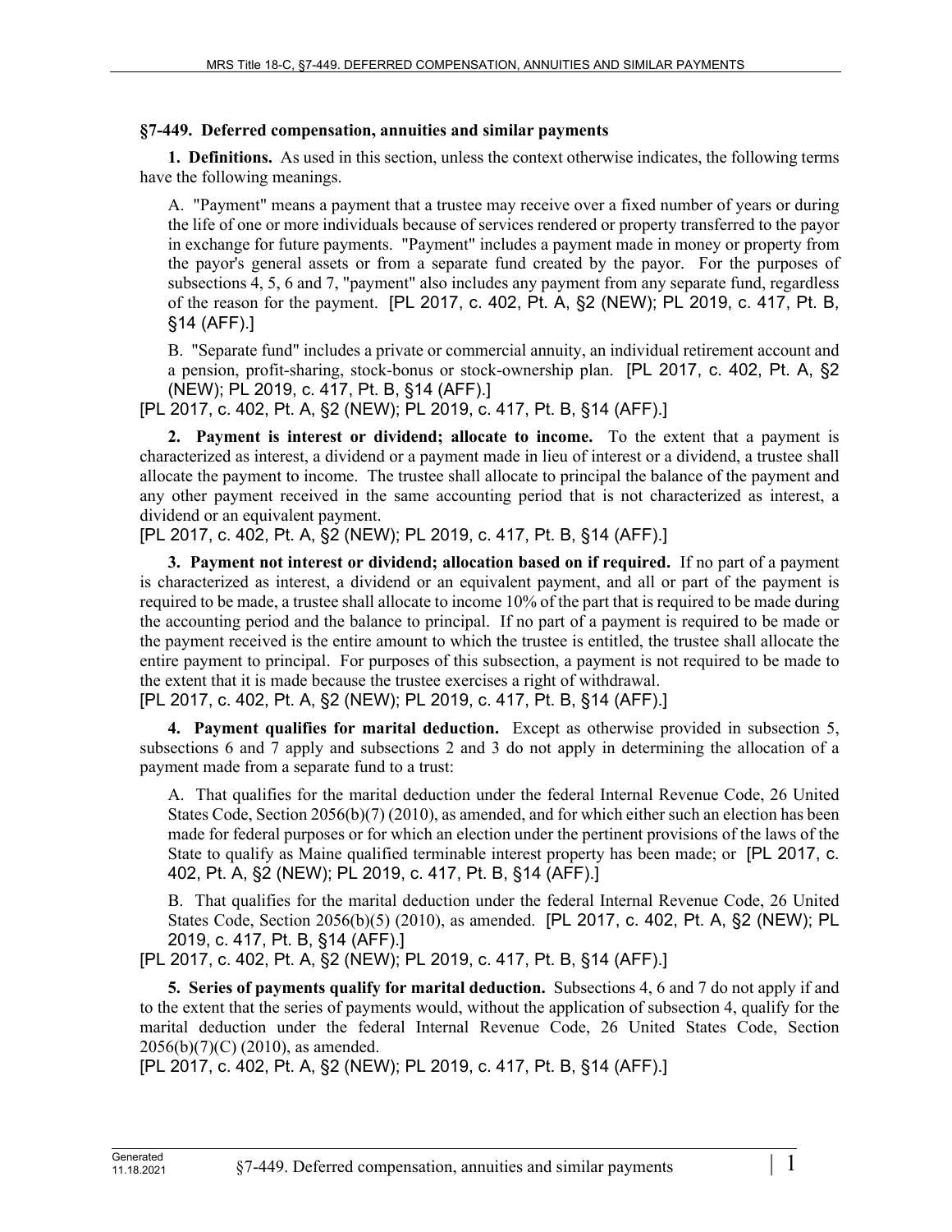## §7-449. Deferred compensation, annuities and similar payments

**1. Definitions.** As used in this section, unless the context otherwise indicates, the following terms have the following meanings.

A. "Payment" means a payment that a trustee may receive over a fixed number of years or during the life of one or more individuals because of services rendered or property transferred to the payor in exchange for future payments. "Payment" includes a payment made in money or property from the payor's general assets or from a separate fund created by the payor. For the purposes of subsections 4, 5, 6 and 7, "payment" also includes any payment from any separate fund, regardless of the reason for the payment. [PL 2017, c. 402, Pt. A, §2 (NEW); PL 2019, c. 417, Pt. B, §14 (AFF).]

B. "Separate fund" includes a private or commercial annuity, an individual retirement account and a pension, profit-sharing, stock-bonus or stock-ownership plan. [PL 2017, c. 402, Pt. A, §2 (NEW); PL 2019, c. 417, Pt. B, §14 (AFF).]

[PL 2017, c. 402, Pt. A, §2 (NEW); PL 2019, c. 417, Pt. B, §14 (AFF).]

**2. Payment is interest or dividend; allocate to income.** To the extent that a payment is characterized as interest, a dividend or a payment made in lieu of interest or a dividend, a trustee shall allocate the payment to income. The trustee shall allocate to principal the balance of the payment and any other payment received in the same accounting period that is not characterized as interest, a dividend or an equivalent payment.

[PL 2017, c. 402, Pt. A, §2 (NEW); PL 2019, c. 417, Pt. B, §14 (AFF).]

**3. Payment not interest or dividend; allocation based on if required.** If no part of a payment is characterized as interest, a dividend or an equivalent payment, and all or part of the payment is required to be made, a trustee shall allocate to income 10% of the part that is required to be made during the accounting period and the balance to principal. If no part of a payment is required to be made or the payment received is the entire amount to which the trustee is entitled, the trustee shall allocate the entire payment to principal. For purposes of this subsection, a payment is not required to be made to the extent that it is made because the trustee exercises a right of withdrawal.

[PL 2017, c. 402, Pt. A, §2 (NEW); PL 2019, c. 417, Pt. B, §14 (AFF).]

**4. Payment qualifies for marital deduction.** Except as otherwise provided in subsection 5, subsections 6 and 7 apply and subsections 2 and 3 do not apply in determining the allocation of a payment made from a separate fund to a trust:

A. That qualifies for the marital deduction under the federal Internal Revenue Code, 26 United States Code, Section 2056(b)(7) (2010), as amended, and for which either such an election has been made for federal purposes or for which an election under the pertinent provisions of the laws of the State to qualify as Maine qualified terminable interest property has been made; or [PL 2017, c. 402, Pt. A, §2 (NEW); PL 2019, c. 417, Pt. B, §14 (AFF).]

B. That qualifies for the marital deduction under the federal Internal Revenue Code, 26 United States Code, Section 2056(b)(5) (2010), as amended. [PL 2017, c. 402, Pt. A, §2 (NEW); PL 2019, c. 417, Pt. B, §14 (AFF).]

[PL 2017, c. 402, Pt. A, §2 (NEW); PL 2019, c. 417, Pt. B, §14 (AFF).]

**5. Series of payments qualify for marital deduction.** Subsections 4, 6 and 7 do not apply if and to the extent that the series of payments would, without the application of subsection 4, qualify for the marital deduction under the federal Internal Revenue Code, 26 United States Code, Section 2056(b)(7)(C) (2010), as amended.

[PL 2017, c. 402, Pt. A, §2 (NEW); PL 2019, c. 417, Pt. B, §14 (AFF).]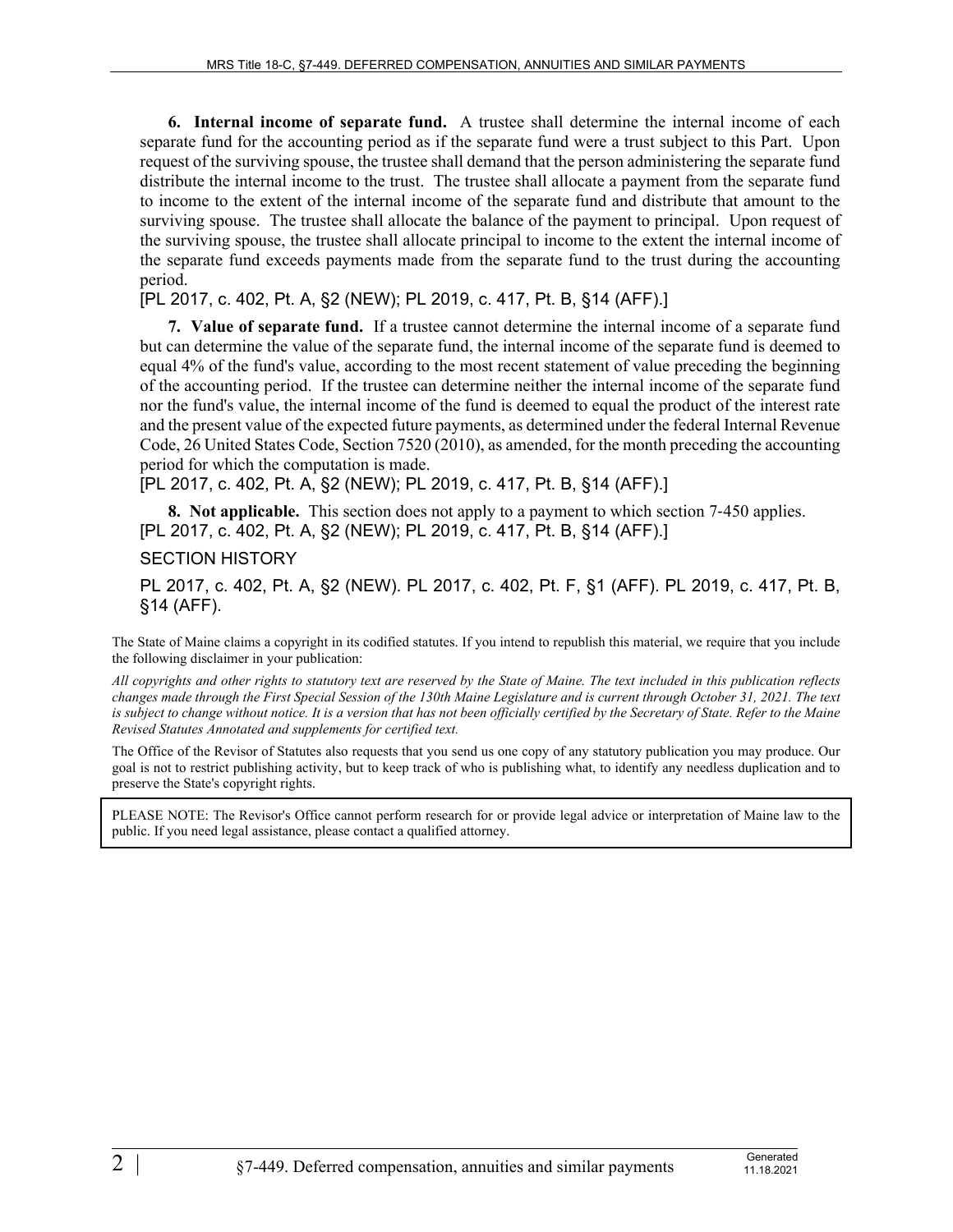**6. Internal income of separate fund.** A trustee shall determine the internal income of each separate fund for the accounting period as if the separate fund were a trust subject to this Part. Upon request of the surviving spouse, the trustee shall demand that the person administering the separate fund distribute the internal income to the trust. The trustee shall allocate a payment from the separate fund to income to the extent of the internal income of the separate fund and distribute that amount to the surviving spouse. The trustee shall allocate the balance of the payment to principal. Upon request of the surviving spouse, the trustee shall allocate principal to income to the extent the internal income of the separate fund exceeds payments made from the separate fund to the trust during the accounting period.

[PL 2017, c. 402, Pt. A, §2 (NEW); PL 2019, c. 417, Pt. B, §14 (AFF).]

**7. Value of separate fund.** If a trustee cannot determine the internal income of a separate fund but can determine the value of the separate fund, the internal income of the separate fund is deemed to equal 4% of the fund's value, according to the most recent statement of value preceding the beginning of the accounting period. If the trustee can determine neither the internal income of the separate fund nor the fund's value, the internal income of the fund is deemed to equal the product of the interest rate and the present value of the expected future payments, as determined under the federal Internal Revenue Code, 26 United States Code, Section 7520 (2010), as amended, for the month preceding the accounting period for which the computation is made.

[PL 2017, c. 402, Pt. A, §2 (NEW); PL 2019, c. 417, Pt. B, §14 (AFF).]

**8. Not applicable.** This section does not apply to a payment to which section 7-450 applies.

[PL 2017, c. 402, Pt. A, §2 (NEW); PL 2019, c. 417, Pt. B, §14 (AFF).]

SECTION HISTORY

PL 2017, c. 402, Pt. A, §2 (NEW). PL 2017, c. 402, Pt. F, §1 (AFF). PL 2019, c. 417, Pt. B, §14 (AFF).

The State of Maine claims a copyright in its codified statutes. If you intend to republish this material, we require that you include the following disclaimer in your publication:

*All copyrights and other rights to statutory text are reserved by the State of Maine. The text included in this publication reflects changes made through the First Special Session of the 130th Maine Legislature and is current through October 31, 2021. The text is subject to change without notice. It is a version that has not been officially certified by the Secretary of State. Refer to the Maine Revised Statutes Annotated and supplements for certified text.*

The Office of the Revisor of Statutes also requests that you send us one copy of any statutory publication you may produce. Our goal is not to restrict publishing activity, but to keep track of who is publishing what, to identify any needless duplication and to preserve the State's copyright rights.

PLEASE NOTE: The Revisor's Office cannot perform research for or provide legal advice or interpretation of Maine law to the public. If you need legal assistance, please contact a qualified attorney.